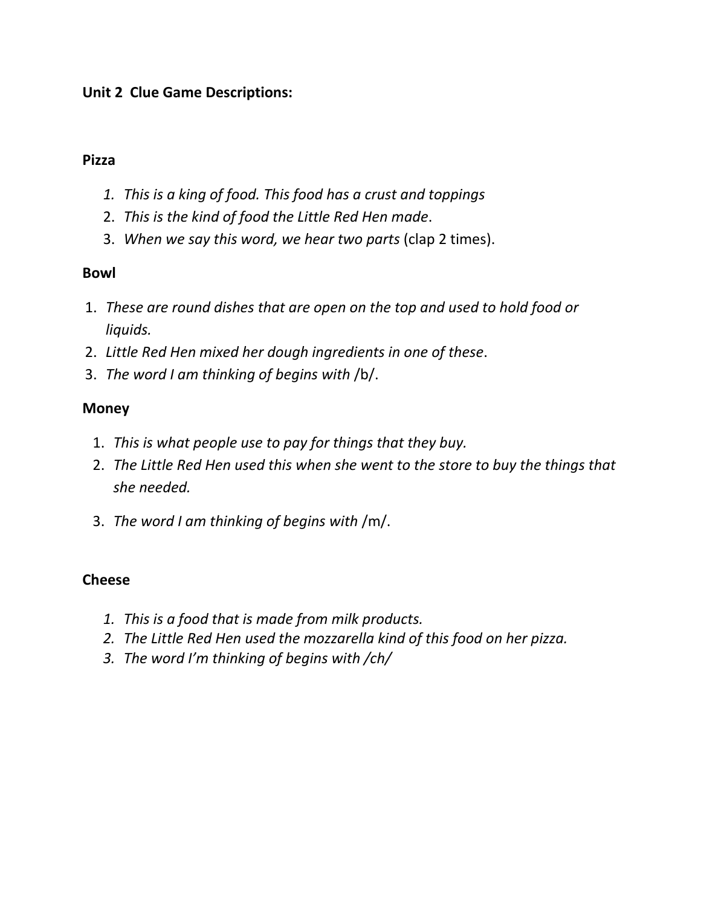**Unit 2 Clue Game Descriptions:**

**Pizza**

1. *This is a king of food. This food has a crust and toppings*
2. *This is the kind of food the Little Red Hen made*.
3. *When we say this word, we hear two parts* (clap 2 times).

**Bowl**

1. *These are round dishes that are open on the top and used to hold food or liquids.*
2. *Little Red Hen mixed her dough ingredients in one of these*.
3. *The word I am thinking of begins with* /b/.

**Money**

1. *This is what people use to pay for things that they buy.*
2. *The Little Red Hen used this when she went to the store to buy the things that she needed.*
3. *The word I am thinking of begins with* /m/.

**Cheese**

1. *This is a food that is made from milk products.*
2. *The Little Red Hen used the mozzarella kind of this food on her pizza.*
3. *The word I'm thinking of begins with /ch/*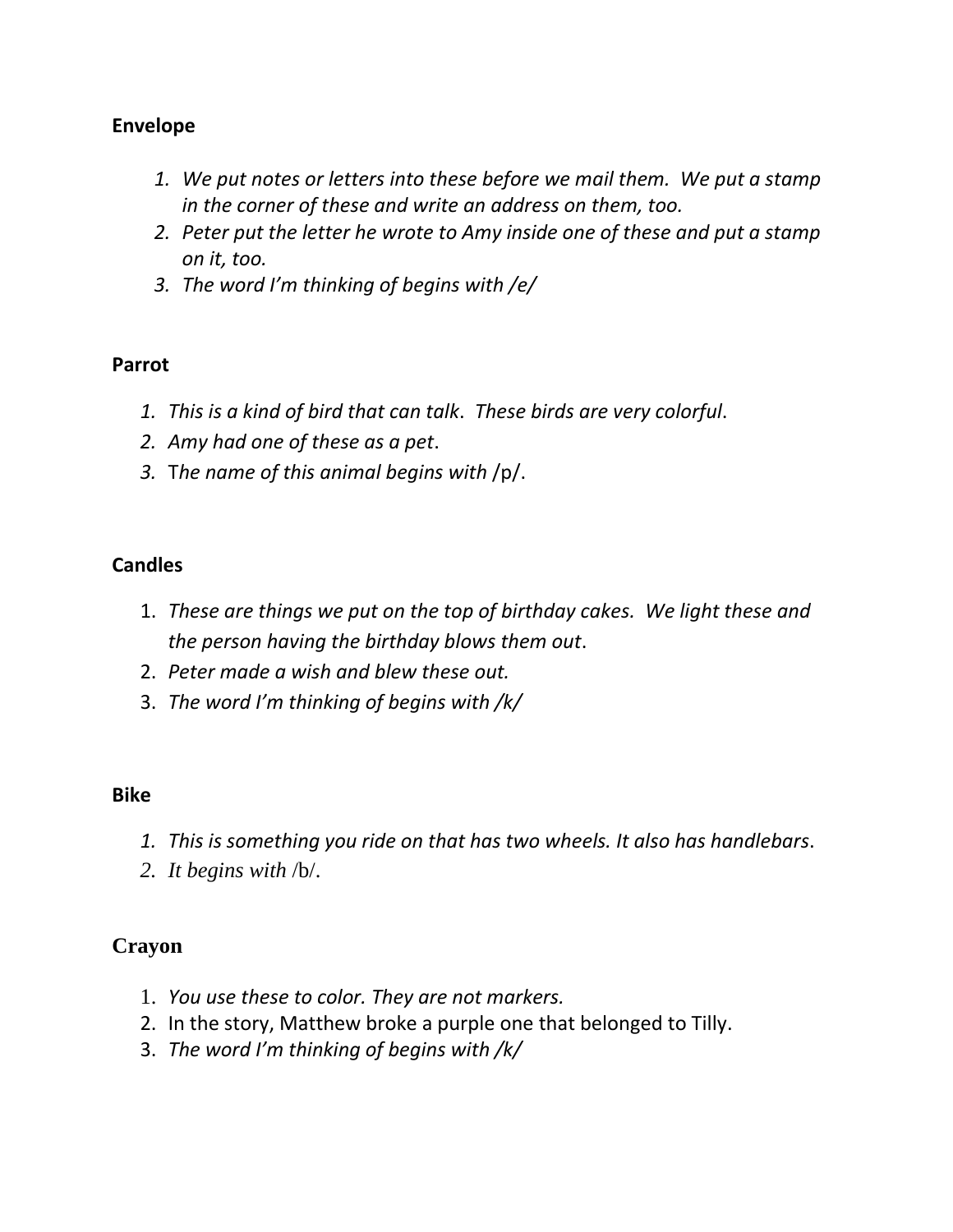**Envelope**

1. *We put notes or letters into these before we mail them. We put a stamp in the corner of these and write an address on them, too.*
2. *Peter put the letter he wrote to Amy inside one of these and put a stamp on it, too.*
3. *The word I'm thinking of begins with /e/*

**Parrot**

1. *This is a kind of bird that can talk. These birds are very colorful.*
2. *Amy had one of these as a pet.*
3. *The name of this animal begins with* /p/.

**Candles**

1. *These are things we put on the top of birthday cakes. We light these and the person having the birthday blows them out.*
2. *Peter made a wish and blew these out.*
3. *The word I'm thinking of begins with /k/*

**Bike**

1. *This is something you ride on that has two wheels. It also has handlebars.*
2. *It begins with* /b/.

**Crayon**

1. *You use these to color. They are not markers.*
2. In the story, Matthew broke a purple one that belonged to Tilly.
3. *The word I'm thinking of begins with /k/*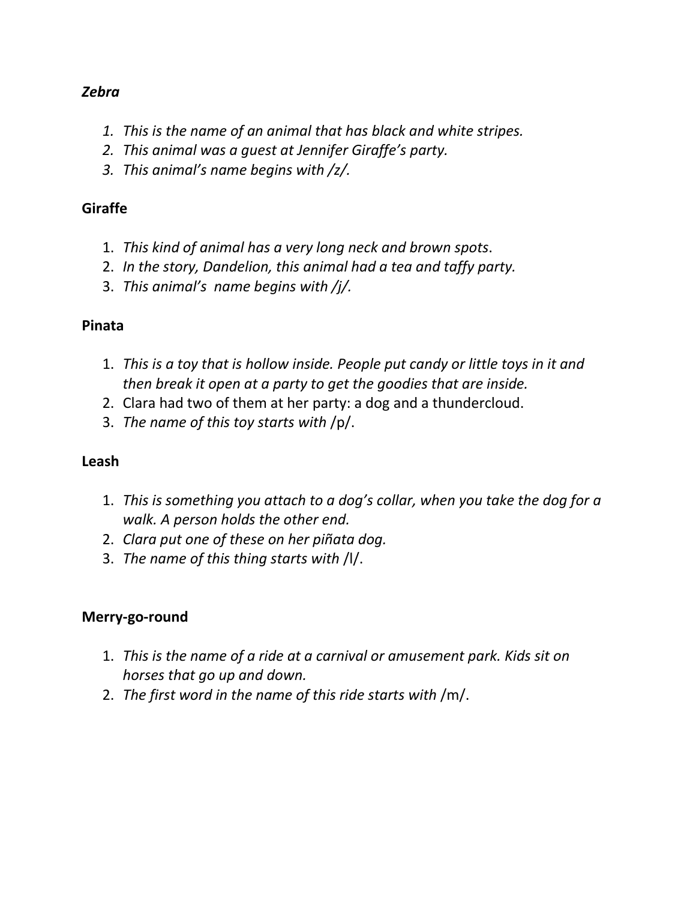***Zebra***

1. *This is the name of an animal that has black and white stripes.*
2. *This animal was a guest at Jennifer Giraffe's party.*
3. *This animal's name begins with /z/.*

**Giraffe**

1. *This kind of animal has a very long neck and brown spots*.
2. *In the story, Dandelion, this animal had a tea and taffy party.*
3. *This animal's name begins with /j/.*

**Pinata**

1. *This is a toy that is hollow inside. People put candy or little toys in it and then break it open at a party to get the goodies that are inside.*
2. Clara had two of them at her party: a dog and a thundercloud.
3. *The name of this toy starts with* /p/.

**Leash**

1. *This is something you attach to a dog's collar, when you take the dog for a walk. A person holds the other end.*
2. *Clara put one of these on her piñata dog.*
3. *The name of this thing starts with* /l/.

**Merry-go-round**

1. *This is the name of a ride at a carnival or amusement park. Kids sit on horses that go up and down.*
2. *The first word in the name of this ride starts with* /m/.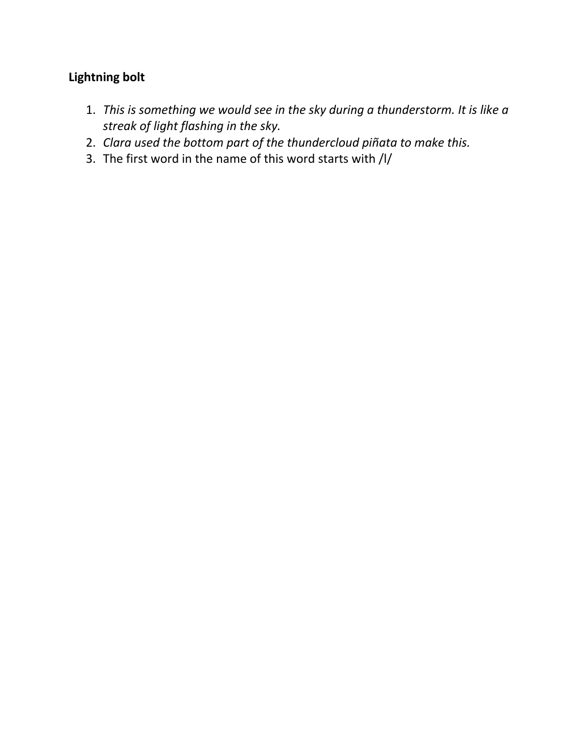**Lightning bolt**

1. *This is something we would see in the sky during a thunderstorm. It is like a streak of light flashing in the sky.*
2. *Clara used the bottom part of the thundercloud piñata to make this.*
3. The first word in the name of this word starts with /l/